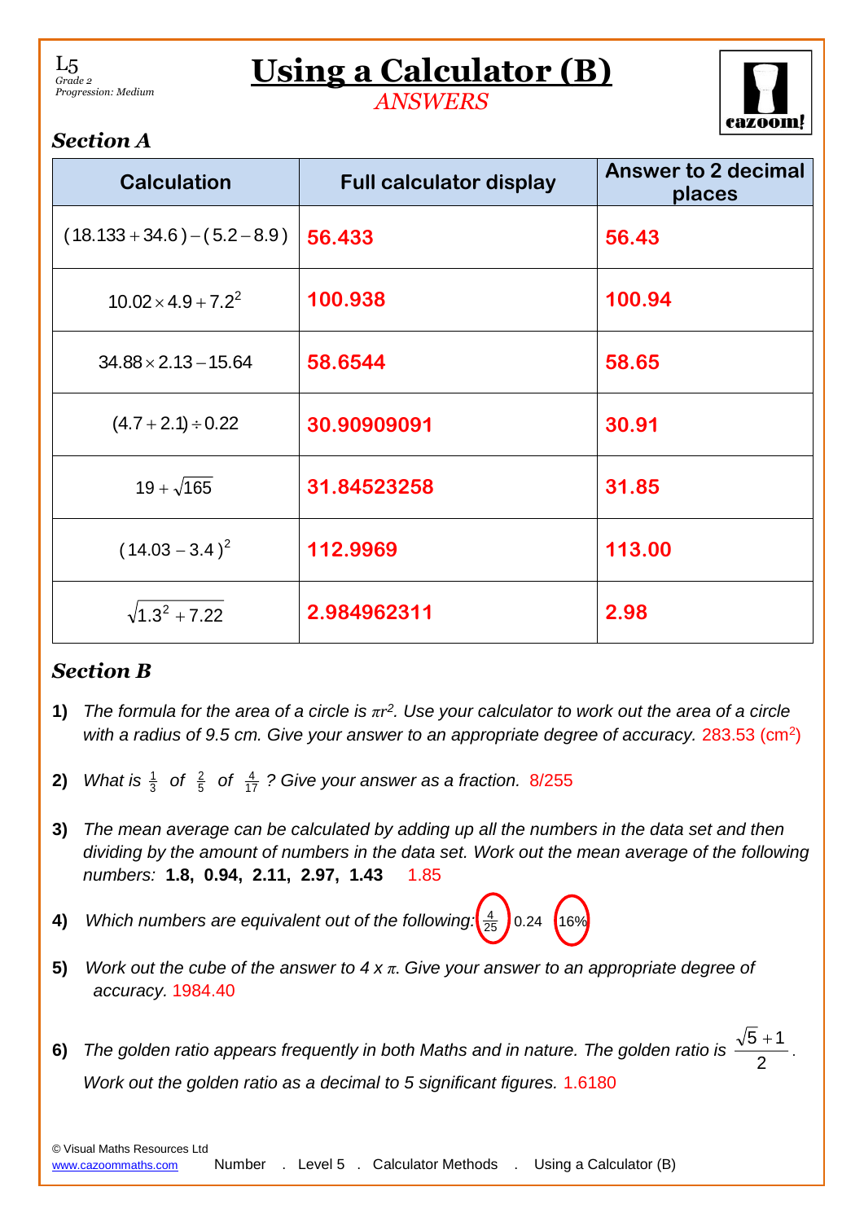L5
*Grade 2*
*Progression: Medium*

# Using a Calculator (B)

*ANSWERS*

### *Section A*

| Calculation | Full calculator display | Answer to 2 decimal places |
|---|---|---|
| $(18.133 + 34.6) - (5.2 - 8.9)$ | 56.433 | 56.43 |
| $10.02 \times 4.9 + 7.2^2$ | 100.938 | 100.94 |
| $34.88 \times 2.13 - 15.64$ | 58.6544 | 58.65 |
| $(4.7 + 2.1) \div 0.22$ | 30.90909091 | 30.91 |
| $19 + \sqrt{165}$ | 31.84523258 | 31.85 |
| $(14.03 - 3.4)^2$ | 112.9969 | 113.00 |
| $\sqrt{1.3^2 + 7.22}$ | 2.984962311 | 2.98 |

### *Section B*

**1)** *The formula for the area of a circle is $\pi r^2$. Use your calculator to work out the area of a circle with a radius of 9.5 cm. Give your answer to an appropriate degree of accuracy.* 283.53 ($cm^2$)

**2)** *What is $\frac{1}{3}$ of $\frac{2}{5}$ of $\frac{4}{17}$ ? Give your answer as a fraction.* 8/255

**3)** *The mean average can be calculated by adding up all the numbers in the data set and then dividing by the amount of numbers in the data set. Work out the mean average of the following numbers:* **1.8, 0.94, 2.11, 2.97, 1.43** 1.85

**4)** *Which numbers are equivalent out of the following:* $\frac{4}{25}$ (circled) 0.24 16% (circled)

**5)** *Work out the cube of the answer to 4 x $\pi$. Give your answer to an appropriate degree of accuracy.* 1984.40

**6)** *The golden ratio appears frequently in both Maths and in nature. The golden ratio is* $\frac{\sqrt{5}+1}{2}$.
*Work out the golden ratio as a decimal to 5 significant figures.* 1.6180

© Visual Maths Resources Ltd
www.cazoommaths.com Number . Level 5 . Calculator Methods . Using a Calculator (B)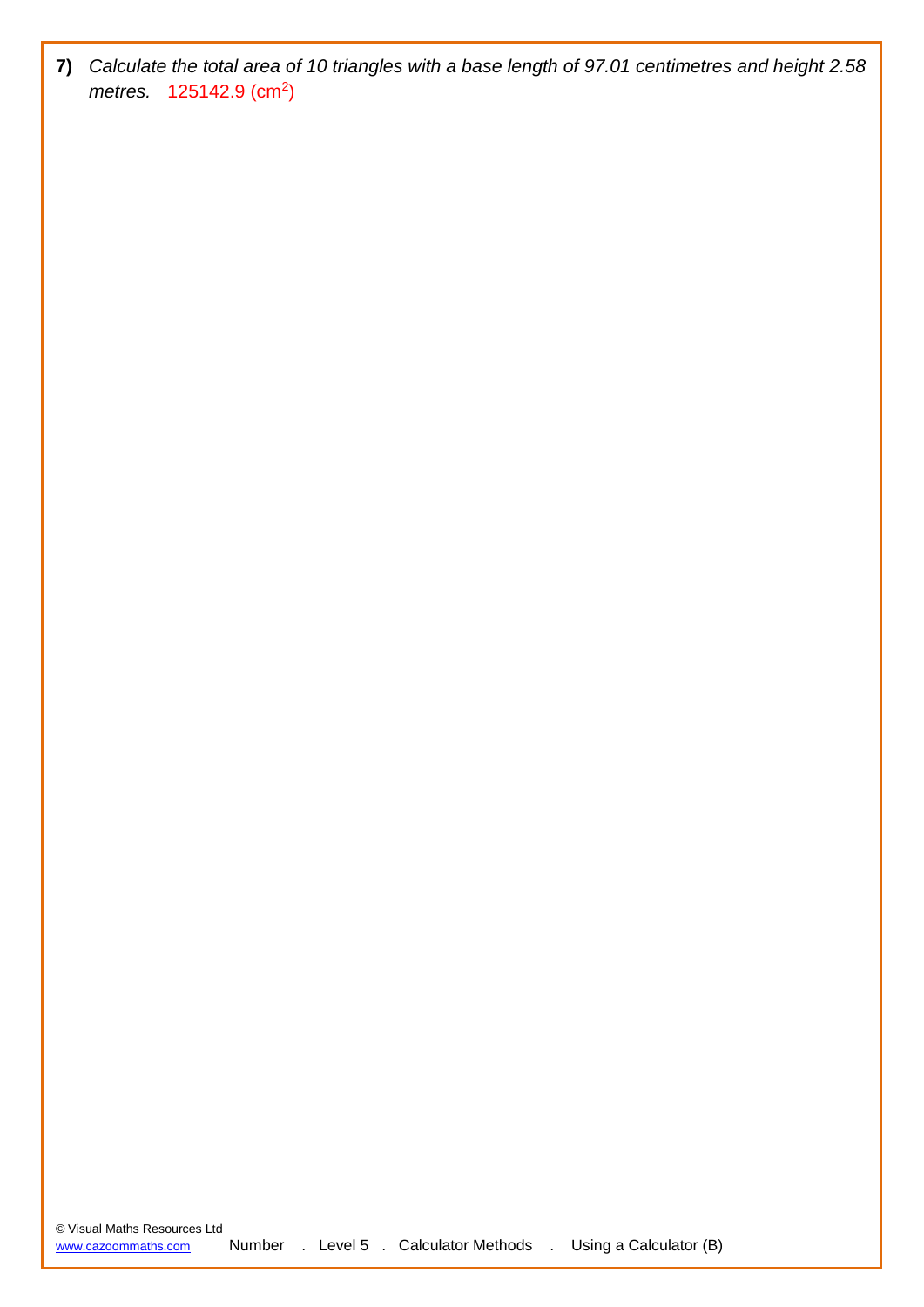**7)** *Calculate the total area of 10 triangles with a base length of 97.01 centimetres and height 2.58 metres.* 125142.9 ($cm^2$)